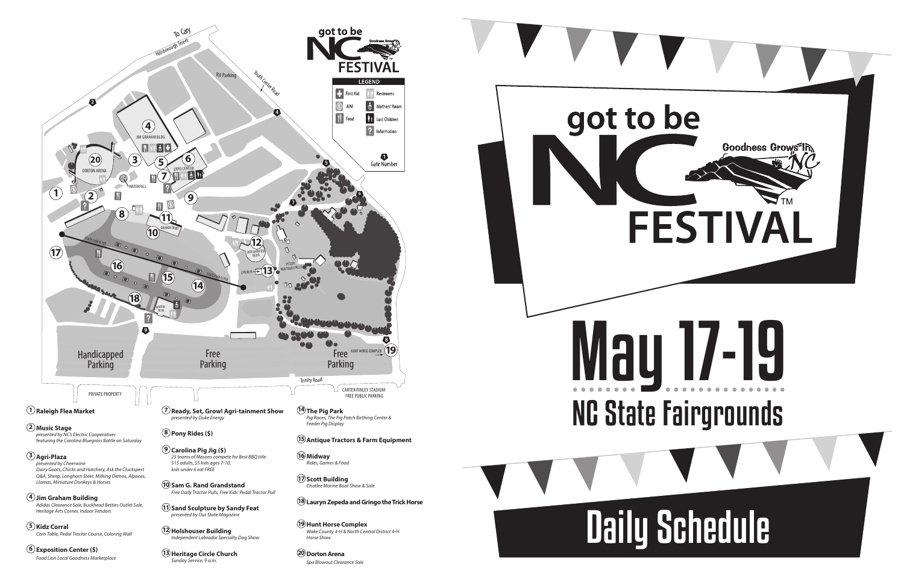# got to be NC FESTIVAL

Goodness Grows in NC™

# May 17-19

## NC State Fairgrounds

# Daily Schedule

---

**LEGEND**

- First Aid
- ATM
- Food
- Restrooms
- Mothers' Room
- Lost Children
- Information
- Gate Number

---

1. **Raleigh Flea Market**
2. **Music Stage**
   *presented by NC's Electric Cooperatives*
   *featuring the Carolina Bluegrass Battle on Saturday*
3. **Agri-Plaza**
   *presented by Cheerwine*
   *Dairy Goats, Chicks and Hatchery, Ask the Cluckspert Q&A, Sheep, Longhorn Steer, Milking Demos, Alpacas, Llamas, Miniature Donkeys & Horses*
4. **Jim Graham Building**
   *Adidas Clearance Sale, Buckhead Betties Outlet Sale, Heritage Arts Corner, Indoor Vendors*
5. **Kidz Corral**
   *Corn Table, Pedal Tractor Course, Coloring Wall*
6. **Exposition Center ($)**
   *Food Lion Local Goodness Marketplace*
7. **Ready, Set, Grow! Agri-tainment Show**
   *presented by Duke Energy*
8. **Pony Rides ($)**
9. **Carolina Pig Jig ($)**
   *25 teams of Masons compete for Best BBQ title*
   *$15 adults, $5 kids ages 7-10, kids under 6 eat FREE*
10. **Sam G. Rand Grandstand**
    *Free Daily Tractor Pulls, Free Kids' Pedal Tractor Pull*
11. **Sand Sculpture by Sandy Feat**
    *presented by Our State Magazine*
12. **Holshouser Building**
    *Independent Labrador Specialty Dog Show*
13. **Heritage Circle Church**
    *Sunday Service, 9 a.m.*
14. **The Pig Park**
    *Pig Races, The Pig Patch Birthing Center & Feeder Pig Display*
15. **Antique Tractors & Farm Equipment**
16. **Midway**
    *Rides, Games & Food*
17. **Scott Building**
    *Chatlee Marine Boat Show & Sale*
18. **Lauryn Zepeda and Gringo the Trick Horse**
19. **Hunt Horse Complex**
    *Wake County 4-H & North Central District 4-H Horse Show*
20. **Dorton Arena**
    *Spa Blowout Clearance Sale*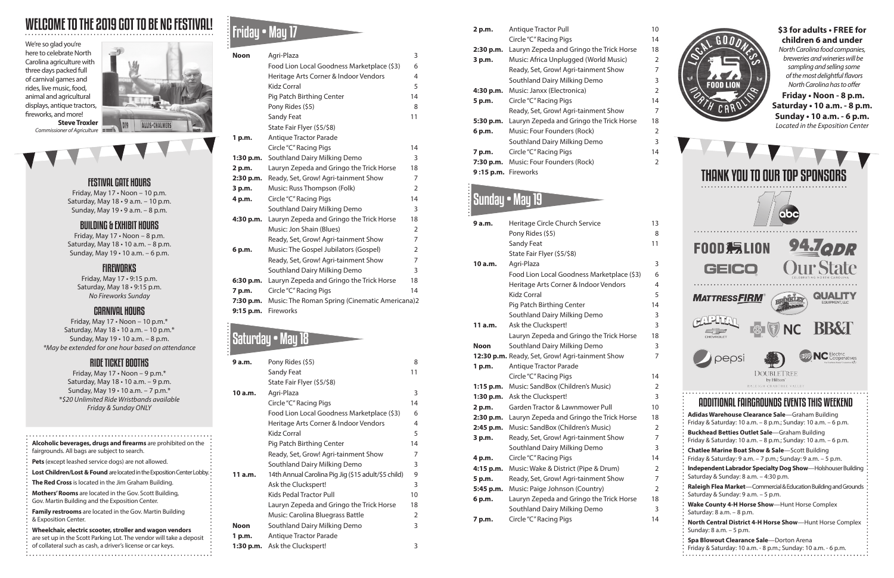# WELCOME TO THE 2019 GOT TO BE NC FESTIVAL!

We're so glad you're here to celebrate North Carolina agriculture with three days packed full of carnival games and rides, live music, food, animal and agricultural displays, antique tractors, fireworks, and more!

**Steve Troxler**
*Commissioner of Agriculture*

## FESTIVAL GATE HOURS

Friday, May 17 • Noon – 10 p.m.
Saturday, May 18 • 9 a.m. – 10 p.m.
Sunday, May 19 • 9 a.m. – 8 p.m.

## BUILDING & EXHIBIT HOURS

Friday, May 17 • Noon – 8 p.m.
Saturday, May 18 • 10 a.m. – 8 p.m.
Sunday, May 19 • 10 a.m. – 6 p.m.

## FIREWORKS

Friday, May 17 • 9:15 p.m.
Saturday, May 18 • 9:15 p.m.
*No Fireworks Sunday*

## CARNIVAL HOURS

Friday, May 17 • Noon – 10 p.m.*
Saturday, May 18 • 10 a.m. – 10 p.m.*
Sunday, May 19 • 10 a.m. – 8 p.m.
*\*May be extended for one hour based on attendance*

## RIDE TICKET BOOTHS

Friday, May 17 • Noon – 9 p.m.*
Saturday, May 18 • 10 a.m. – 9 p.m.
Sunday, May 19 • 10 a.m. – 7 p.m.*
*\*$20 Unlimited Ride Wristbands available Friday & Sunday ONLY*

**Alcoholic beverages, drugs and firearms** are prohibited on the fairgrounds. All bags are subject to search.

**Pets** (except leashed service dogs) are not allowed.

**Lost Children/Lost & Found** are located in the Exposition Center Lobby.

**The Red Cross** is located in the Jim Graham Building.

**Mothers' Rooms** are located in the Gov. Scott Building, Gov. Martin Building and the Exposition Center.

**Family restrooms** are located in the Gov. Martin Building & Exposition Center.

**Wheelchair, electric scooter, stroller and wagon vendors** are set up in the Scott Parking Lot. The vendor will take a deposit of collateral such as cash, a driver's license or car keys.

## Friday • May 17

| | | |
|---|---|---|
| **Noon** | Agri-Plaza | 3 |
| | Food Lion Local Goodness Marketplace ($3) | 6 |
| | Heritage Arts Corner & Indoor Vendors | 4 |
| | Kidz Corral | 5 |
| | Pig Patch Birthing Center | 14 |
| | Pony Rides ($5) | 8 |
| | Sandy Feat | 11 |
| | State Fair Flyer ($5/$8) | |
| **1 p.m.** | Antique Tractor Parade | |
| | Circle "C" Racing Pigs | 14 |
| **1:30 p.m.** | Southland Dairy Milking Demo | 3 |
| **2 p.m.** | Lauryn Zepeda and Gringo the Trick Horse | 18 |
| **2:30 p.m.** | Ready, Set, Grow! Agri-tainment Show | 7 |
| **3 p.m.** | Music: Russ Thompson (Folk) | 2 |
| **4 p.m.** | Circle "C" Racing Pigs | 14 |
| | Southland Dairy Milking Demo | 3 |
| **4:30 p.m.** | Lauryn Zepeda and Gringo the Trick Horse | 18 |
| | Music: Jon Shain (Blues) | 2 |
| | Ready, Set, Grow! Agri-tainment Show | 7 |
| **6 p.m.** | Music: The Gospel Jubilators (Gospel) | 2 |
| | Ready, Set, Grow! Agri-tainment Show | 7 |
| | Southland Dairy Milking Demo | 3 |
| **6:30 p.m.** | Lauryn Zepeda and Gringo the Trick Horse | 18 |
| **7 p.m.** | Circle "C" Racing Pigs | 14 |
| **7:30 p.m.** | Music: The Roman Spring (Cinematic Americana) | 2 |
| **9:15 p.m.** | Fireworks | |

## Saturday • May 18

| | | |
|---|---|---|
| **9 a.m.** | Pony Rides ($5) | 8 |
| | Sandy Feat | 11 |
| | State Fair Flyer ($5/$8) | |
| **10 a.m.** | Agri-Plaza | 3 |
| | Circle "C" Racing Pigs | 14 |
| | Food Lion Local Goodness Marketplace ($3) | 6 |
| | Heritage Arts Corner & Indoor Vendors | 4 |
| | Kidz Corral | 5 |
| | Pig Patch Birthing Center | 14 |
| | Ready, Set, Grow! Agri-tainment Show | 7 |
| | Southland Dairy Milking Demo | 3 |
| **11 a.m.** | 14th Annual Carolina Pig Jig ($15 adult/$5 child) | 9 |
| | Ask the Cluckspert! | 3 |
| | Kids Pedal Tractor Pull | 10 |
| | Lauryn Zepeda and Gringo the Trick Horse | 18 |
| | Music: Carolina Bluegrass Battle | 2 |
| **Noon** | Southland Dairy Milking Demo | 3 |
| **1 p.m.** | Antique Tractor Parade | |
| **1:30 p.m.** | Ask the Cluckspert! | 3 |
| **2 p.m.** | Antique Tractor Pull | 10 |
| | Circle "C" Racing Pigs | 14 |
| **2:30 p.m.** | Lauryn Zepeda and Gringo the Trick Horse | 18 |
| **3 p.m.** | Music: Africa Unplugged (World Music) | 2 |
| | Ready, Set, Grow! Agri-tainment Show | 7 |
| | Southland Dairy Milking Demo | 3 |
| **4:30 p.m.** | Music: Janxx (Electronica) | 2 |
| **5 p.m.** | Circle "C" Racing Pigs | 14 |
| | Ready, Set, Grow! Agri-tainment Show | 7 |
| **5:30 p.m.** | Lauryn Zepeda and Gringo the Trick Horse | 18 |
| **6 p.m.** | Music: Four Founders (Rock) | 2 |
| | Southland Dairy Milking Demo | 3 |
| **7 p.m.** | Circle "C" Racing Pigs | 14 |
| **7:30 p.m.** | Music: Four Founders (Rock) | 2 |
| **9:15 p.m.** | Fireworks | |

## Sunday • May 19

| | | |
|---|---|---|
| **9 a.m.** | Heritage Circle Church Service | 13 |
| | Pony Rides ($5) | 8 |
| | Sandy Feat | 11 |
| | State Fair Flyer ($5/$8) | |
| **10 a.m.** | Agri-Plaza | 3 |
| | Food Lion Local Goodness Marketplace ($3) | 6 |
| | Heritage Arts Corner & Indoor Vendors | 4 |
| | Kidz Corral | 5 |
| | Pig Patch Birthing Center | 14 |
| | Southland Dairy Milking Demo | 3 |
| **11 a.m.** | Ask the Cluckspert! | 3 |
| | Lauryn Zepeda and Gringo the Trick Horse | 18 |
| **Noon** | Southland Dairy Milking Demo | 3 |
| **12:30 p.m.** | Ready, Set, Grow! Agri-tainment Show | 7 |
| **1 p.m.** | Antique Tractor Parade | |
| | Circle "C" Racing Pigs | 14 |
| **1:15 p.m.** | Music: SandBox (Children's Music) | 2 |
| **1:30 p.m.** | Ask the Cluckspert! | 3 |
| **2 p.m.** | Garden Tractor & Lawnmower Pull | 10 |
| **2:30 p.m.** | Lauryn Zepeda and Gringo the Trick Horse | 18 |
| **2:45 p.m.** | Music: SandBox (Children's Music) | 2 |
| **3 p.m.** | Ready, Set, Grow! Agri-tainment Show | 7 |
| | Southland Dairy Milking Demo | 3 |
| **4 p.m.** | Circle "C" Racing Pigs | 14 |
| **4:15 p.m.** | Music: Wake & District (Pipe & Drum) | 2 |
| **5 p.m.** | Ready, Set, Grow! Agri-tainment Show | 7 |
| **5:45 p.m.** | Music: Paige Johnson (Country) | 2 |
| **6 p.m.** | Lauryn Zepeda and Gringo the Trick Horse | 18 |
| | Southland Dairy Milking Demo | 3 |
| **7 p.m.** | Circle "C" Racing Pigs | 14 |

LOCAL GOODNESS • FOOD LION • NORTH CAROLINA

**$3 for adults • FREE for children 6 and under**

*North Carolina food companies, breweries and wineries will be sampling and selling some of the most delightful flavors North Carolina has to offer*

**Friday • Noon - 8 p.m.**
**Saturday • 10 a.m. - 8 p.m.**
**Sunday • 10 a.m. - 6 p.m.**
*Located in the Exposition Center*

## THANK YOU TO OUR TOP SPONSORS

11 abc
FOOD LION
94.7 QDR
GEICO
Our State — CELEBRATING NORTH CAROLINA
MATTRESS FIRM
Brinkley
QUALITY EQUIPMENT, LLC
CAPITAL CHEVROLET
NC
BB&T
pepsi
DOUBLETREE by Hilton — RALEIGH CRABTREE VALLEY
NC Electric Cooperatives

## ADDITIONAL FAIRGROUNDS EVENTS THIS WEEKEND

**Adidas Warehouse Clearance Sale**—Graham Building
Friday & Saturday: 10 a.m. – 8 p.m.; Sunday: 10 a.m. – 6 p.m.

**Buckhead Betties Outlet Sale**—Graham Building
Friday & Saturday: 10 a.m. – 8 p.m.; Sunday: 10 a.m. – 6 p.m.

**Chatlee Marine Boat Show & Sale**—Scott Building
Friday & Saturday: 9 a.m. – 7 p.m.; Sunday: 9 a.m. – 5 p.m.

**Independent Labrador Specialty Dog Show**—Holshouser Building
Saturday & Sunday: 8 a.m. – 4:30 p.m.

**Raleigh Flea Market**—Commercial & Education Building and Grounds
Saturday & Sunday: 9 a.m. – 5 p.m.

**Wake County 4-H Horse Show**—Hunt Horse Complex
Saturday: 8 a.m. – 8 p.m.

**North Central District 4-H Horse Show**—Hunt Horse Complex
Sunday: 8 a.m. – 5 p.m.

**Spa Blowout Clearance Sale**—Dorton Arena
Friday & Saturday: 10 a.m. - 8 p.m.; Sunday: 10 a.m. - 6 p.m.